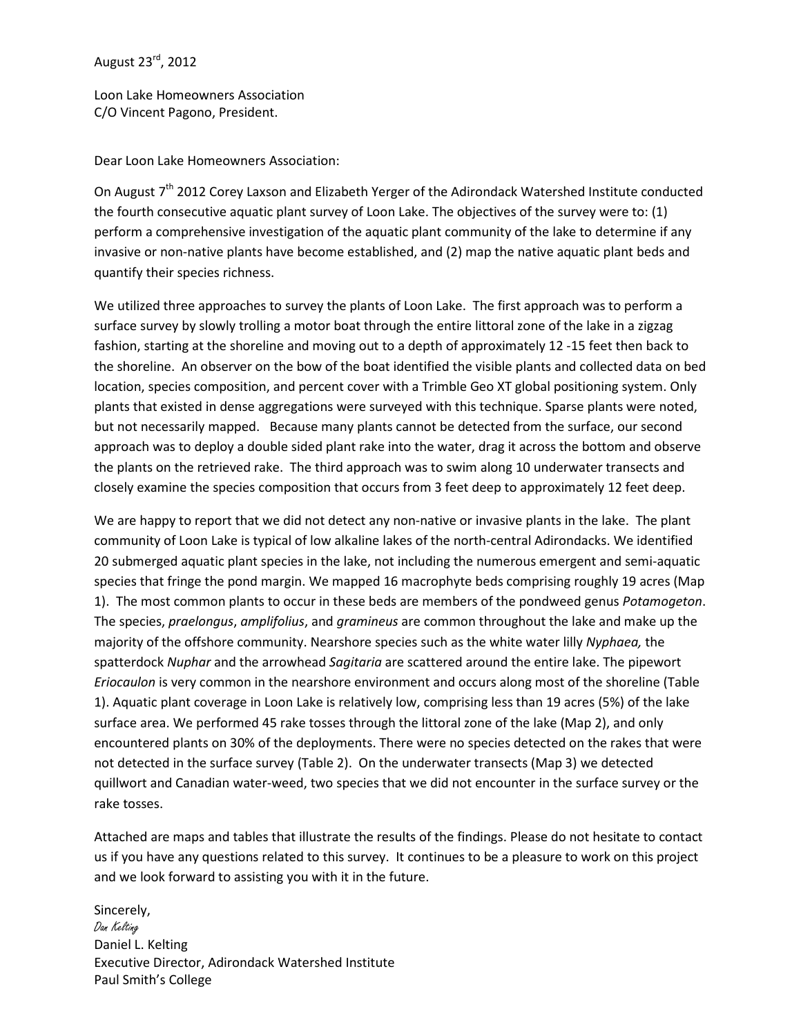August 23rd, 2012

Loon Lake Homeowners Association
C/O Vincent Pagono, President.

Dear Loon Lake Homeowners Association:

On August 7th 2012 Corey Laxson and Elizabeth Yerger of the Adirondack Watershed Institute conducted the fourth consecutive aquatic plant survey of Loon Lake. The objectives of the survey were to: (1) perform a comprehensive investigation of the aquatic plant community of the lake to determine if any invasive or non-native plants have become established, and (2) map the native aquatic plant beds and quantify their species richness.

We utilized three approaches to survey the plants of Loon Lake. The first approach was to perform a surface survey by slowly trolling a motor boat through the entire littoral zone of the lake in a zigzag fashion, starting at the shoreline and moving out to a depth of approximately 12 -15 feet then back to the shoreline. An observer on the bow of the boat identified the visible plants and collected data on bed location, species composition, and percent cover with a Trimble Geo XT global positioning system. Only plants that existed in dense aggregations were surveyed with this technique. Sparse plants were noted, but not necessarily mapped. Because many plants cannot be detected from the surface, our second approach was to deploy a double sided plant rake into the water, drag it across the bottom and observe the plants on the retrieved rake. The third approach was to swim along 10 underwater transects and closely examine the species composition that occurs from 3 feet deep to approximately 12 feet deep.

We are happy to report that we did not detect any non-native or invasive plants in the lake. The plant community of Loon Lake is typical of low alkaline lakes of the north-central Adirondacks. We identified 20 submerged aquatic plant species in the lake, not including the numerous emergent and semi-aquatic species that fringe the pond margin. We mapped 16 macrophyte beds comprising roughly 19 acres (Map 1). The most common plants to occur in these beds are members of the pondweed genus *Potamogeton*. The species, *praelongus*, *amplifolius*, and *gramineus* are common throughout the lake and make up the majority of the offshore community. Nearshore species such as the white water lilly *Nyphaea,* the spatterdock *Nuphar* and the arrowhead *Sagitaria* are scattered around the entire lake. The pipewort *Eriocaulon* is very common in the nearshore environment and occurs along most of the shoreline (Table 1). Aquatic plant coverage in Loon Lake is relatively low, comprising less than 19 acres (5%) of the lake surface area. We performed 45 rake tosses through the littoral zone of the lake (Map 2), and only encountered plants on 30% of the deployments. There were no species detected on the rakes that were not detected in the surface survey (Table 2). On the underwater transects (Map 3) we detected quillwort and Canadian water-weed, two species that we did not encounter in the surface survey or the rake tosses.

Attached are maps and tables that illustrate the results of the findings. Please do not hesitate to contact us if you have any questions related to this survey. It continues to be a pleasure to work on this project and we look forward to assisting you with it in the future.

Sincerely,
*Dan Kelting*
Daniel L. Kelting
Executive Director, Adirondack Watershed Institute
Paul Smith's College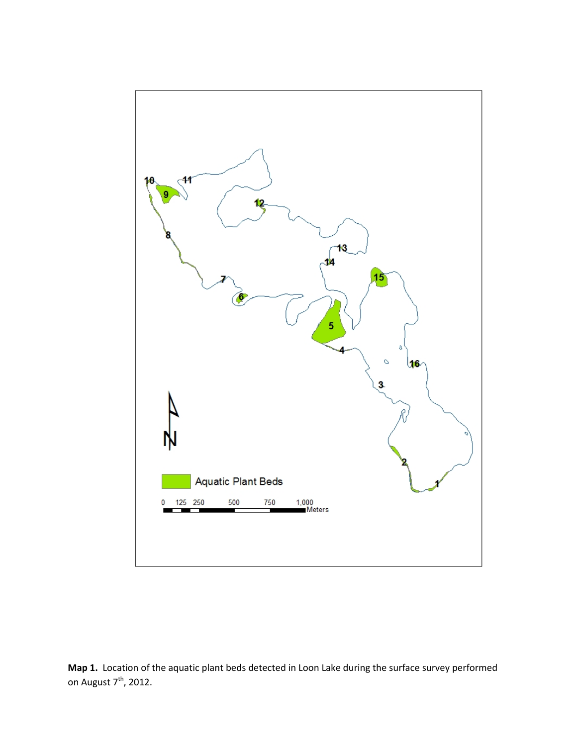Aquatic Plant Beds

0 125 250 500 750 1,000 Meters

N

1 2 3 4 5 6 7 8 9 10 11 12 13 14 15 16

**Map 1.** Location of the aquatic plant beds detected in Loon Lake during the surface survey performed on August 7th, 2012.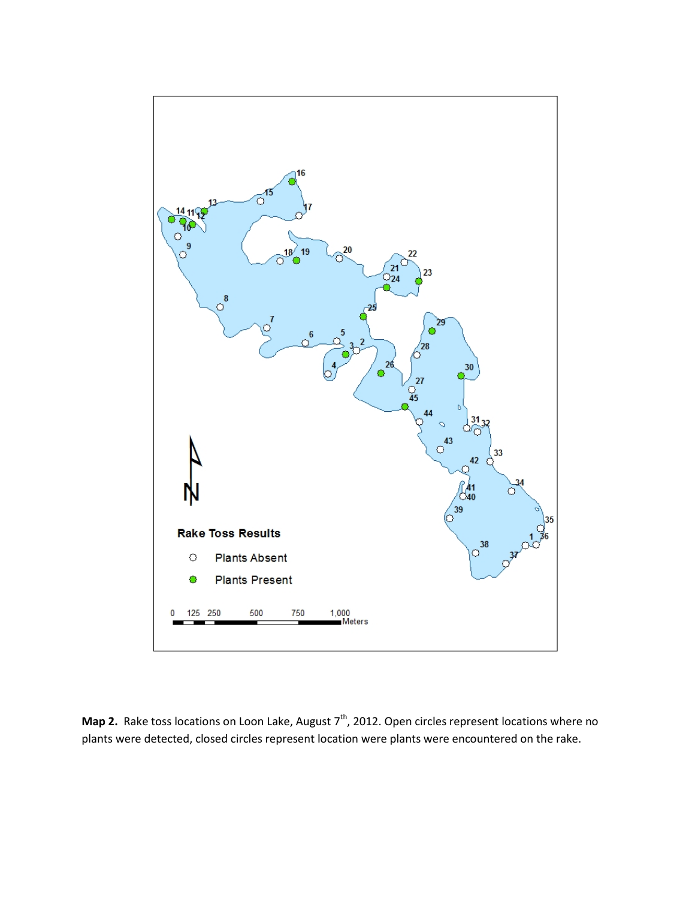Rake Toss Results

Plants Absent

Plants Present

0 125 250 500 750 1,000 Meters

16
15
13
17
14 11 12
10
9
18 19
20
22
21
24
23
8
25
7
29
6
5
3 2
28
4
26
30
27
45
44
31 32
43
42
33
41
40
34
39
35
1 36
38
37

**Map 2.** Rake toss locations on Loon Lake, August 7th, 2012. Open circles represent locations where no plants were detected, closed circles represent location were plants were encountered on the rake.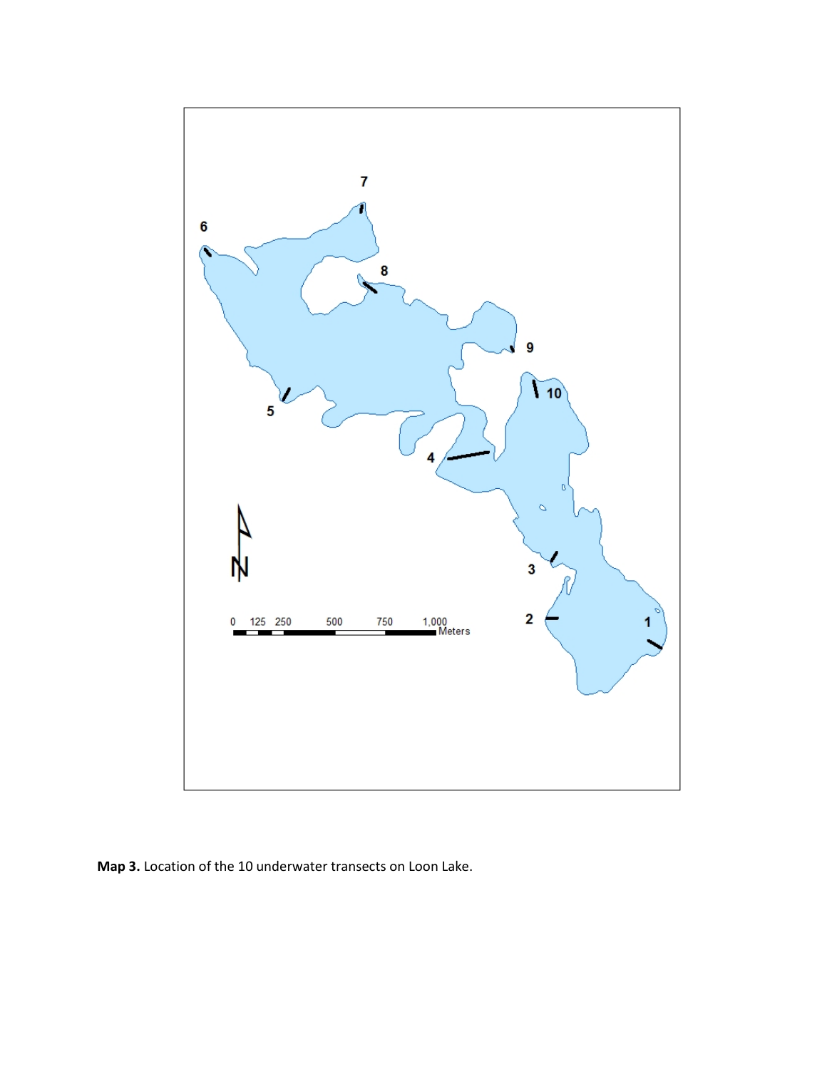7

6

8

9

10

5

4

N

0 125 250 500 750 1,000 Meters

3

2

1

**Map 3.** Location of the 10 underwater transects on Loon Lake.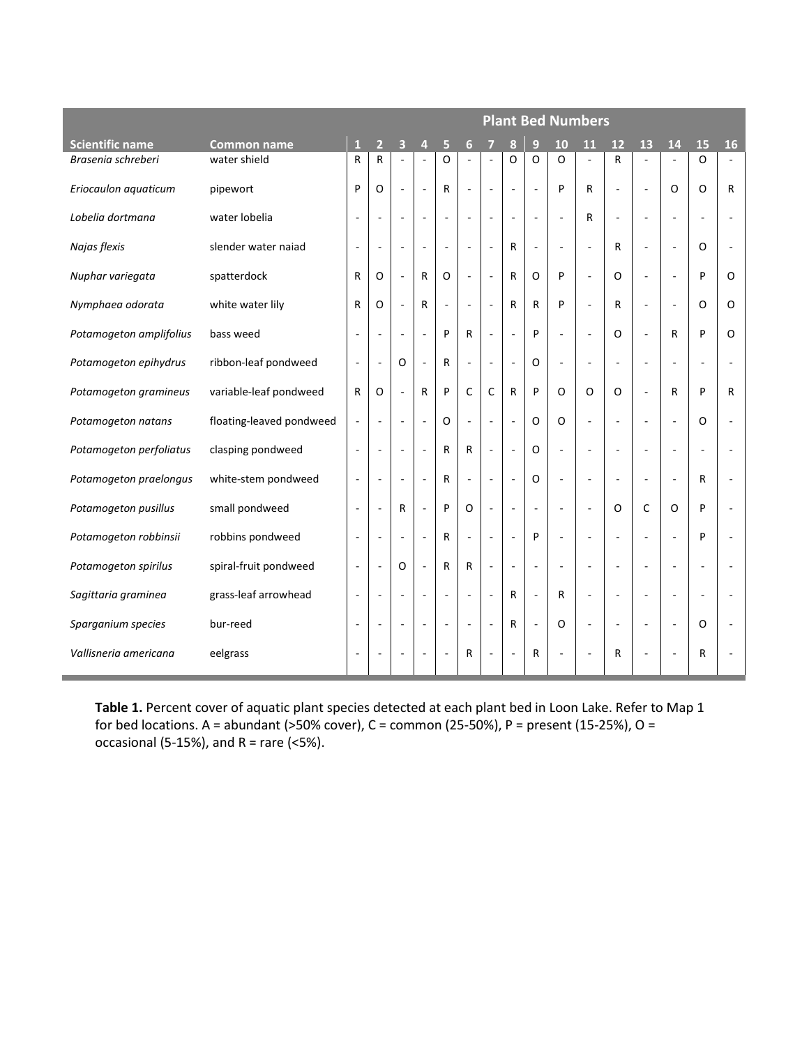| | | Plant Bed Numbers | | | | | | | | | | | | | | | |
|---|---|---|---|---|---|---|---|---|---|---|---|---|---|---|---|---|---|
| **Scientific name** | **Common name** | **1** | **2** | **3** | **4** | **5** | **6** | **7** | **8** | **9** | **10** | **11** | **12** | **13** | **14** | **15** | **16** |
| *Brasenia schreberi* | water shield | R | R | - | - | O | - | - | O | O | O | - | R | - | - | O | - |
| *Eriocaulon aquaticum* | pipewort | P | O | - | - | R | - | - | - | - | P | R | - | - | O | O | R |
| *Lobelia dortmana* | water lobelia | - | - | - | - | - | - | - | - | - | - | R | - | - | - | - | - |
| *Najas flexis* | slender water naiad | - | - | - | - | - | - | - | R | - | - | - | R | - | - | O | - |
| *Nuphar variegata* | spatterdock | R | O | - | R | O | - | - | R | O | P | - | O | - | - | P | O |
| *Nymphaea odorata* | white water lily | R | O | - | R | - | - | - | R | R | P | - | R | - | - | O | O |
| *Potamogeton amplifolius* | bass weed | - | - | - | - | P | R | - | - | P | - | - | O | - | R | P | O |
| *Potamogeton epihydrus* | ribbon-leaf pondweed | - | - | O | - | R | - | - | - | O | - | - | - | - | - | - | - |
| *Potamogeton gramineus* | variable-leaf pondweed | R | O | - | R | P | C | C | R | P | O | O | O | - | R | P | R |
| *Potamogeton natans* | floating-leaved pondweed | - | - | - | - | O | - | - | - | O | O | - | - | - | - | O | - |
| *Potamogeton perfoliatus* | clasping pondweed | - | - | - | - | R | R | - | - | O | - | - | - | - | - | - | - |
| *Potamogeton praelongus* | white-stem pondweed | - | - | - | - | R | - | - | - | O | - | - | - | - | - | R | - |
| *Potamogeton pusillus* | small pondweed | - | - | R | - | P | O | - | - | - | - | - | O | C | O | P | - |
| *Potamogeton robbinsii* | robbins pondweed | - | - | - | - | R | - | - | - | P | - | - | - | - | - | P | - |
| *Potamogeton spirilus* | spiral-fruit pondweed | - | - | O | - | R | R | - | - | - | - | - | - | - | - | - | - |
| *Sagittaria graminea* | grass-leaf arrowhead | - | - | - | - | - | - | - | R | - | R | - | - | - | - | - | - |
| *Sparganium species* | bur-reed | - | - | - | - | - | - | - | R | - | O | - | - | - | - | O | - |
| *Vallisneria americana* | eelgrass | - | - | - | - | - | R | - | - | R | - | - | R | - | - | R | - |

**Table 1.** Percent cover of aquatic plant species detected at each plant bed in Loon Lake. Refer to Map 1 for bed locations. A = abundant (>50% cover), C = common (25-50%), P = present (15-25%), O = occasional (5-15%), and R = rare (<5%).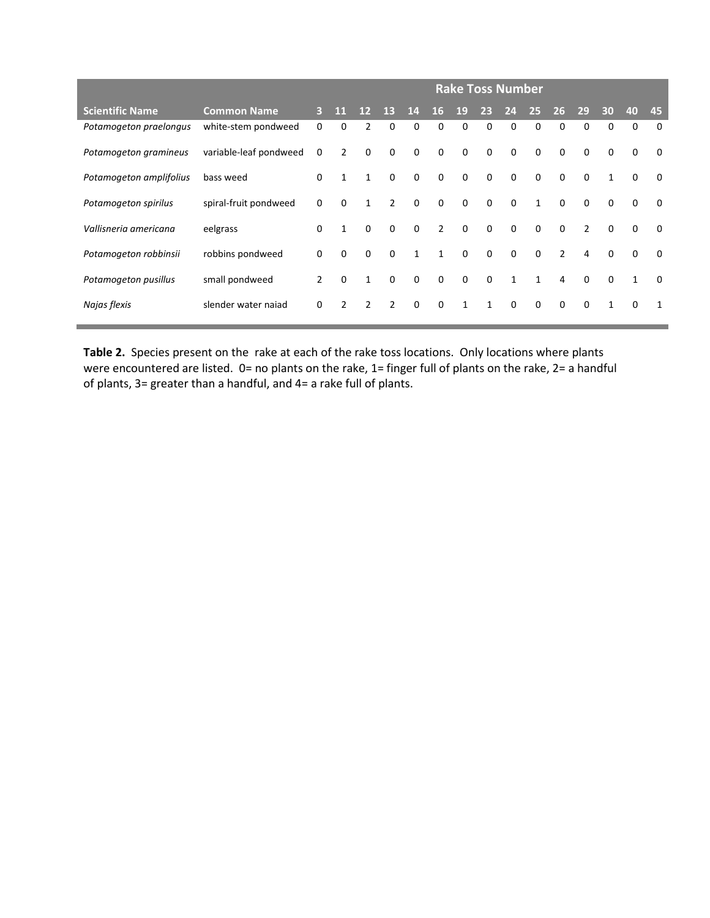| | | Rake Toss Number | | | | | | | | | | | | | | |
|---|---|---|---|---|---|---|---|---|---|---|---|---|---|---|---|---|
| **Scientific Name** | **Common Name** | **3** | **11** | **12** | **13** | **14** | **16** | **19** | **23** | **24** | **25** | **26** | **29** | **30** | **40** | **45** |
| *Potamogeton praelongus* | white-stem pondweed | 0 | 0 | 2 | 0 | 0 | 0 | 0 | 0 | 0 | 0 | 0 | 0 | 0 | 0 | 0 |
| *Potamogeton gramineus* | variable-leaf pondweed | 0 | 2 | 0 | 0 | 0 | 0 | 0 | 0 | 0 | 0 | 0 | 0 | 0 | 0 | 0 |
| *Potamogeton amplifolius* | bass weed | 0 | 1 | 1 | 0 | 0 | 0 | 0 | 0 | 0 | 0 | 0 | 0 | 1 | 0 | 0 |
| *Potamogeton spirilus* | spiral-fruit pondweed | 0 | 0 | 1 | 2 | 0 | 0 | 0 | 0 | 0 | 1 | 0 | 0 | 0 | 0 | 0 |
| *Vallisneria americana* | eelgrass | 0 | 1 | 0 | 0 | 0 | 2 | 0 | 0 | 0 | 0 | 0 | 2 | 0 | 0 | 0 |
| *Potamogeton robbinsii* | robbins pondweed | 0 | 0 | 0 | 0 | 1 | 1 | 0 | 0 | 0 | 0 | 2 | 4 | 0 | 0 | 0 |
| *Potamogeton pusillus* | small pondweed | 2 | 0 | 1 | 0 | 0 | 0 | 0 | 0 | 1 | 1 | 4 | 0 | 0 | 1 | 0 |
| *Najas flexis* | slender water naiad | 0 | 2 | 2 | 2 | 0 | 0 | 1 | 1 | 0 | 0 | 0 | 0 | 1 | 0 | 1 |

**Table 2.** Species present on the rake at each of the rake toss locations. Only locations where plants were encountered are listed. 0= no plants on the rake, 1= finger full of plants on the rake, 2= a handful of plants, 3= greater than a handful, and 4= a rake full of plants.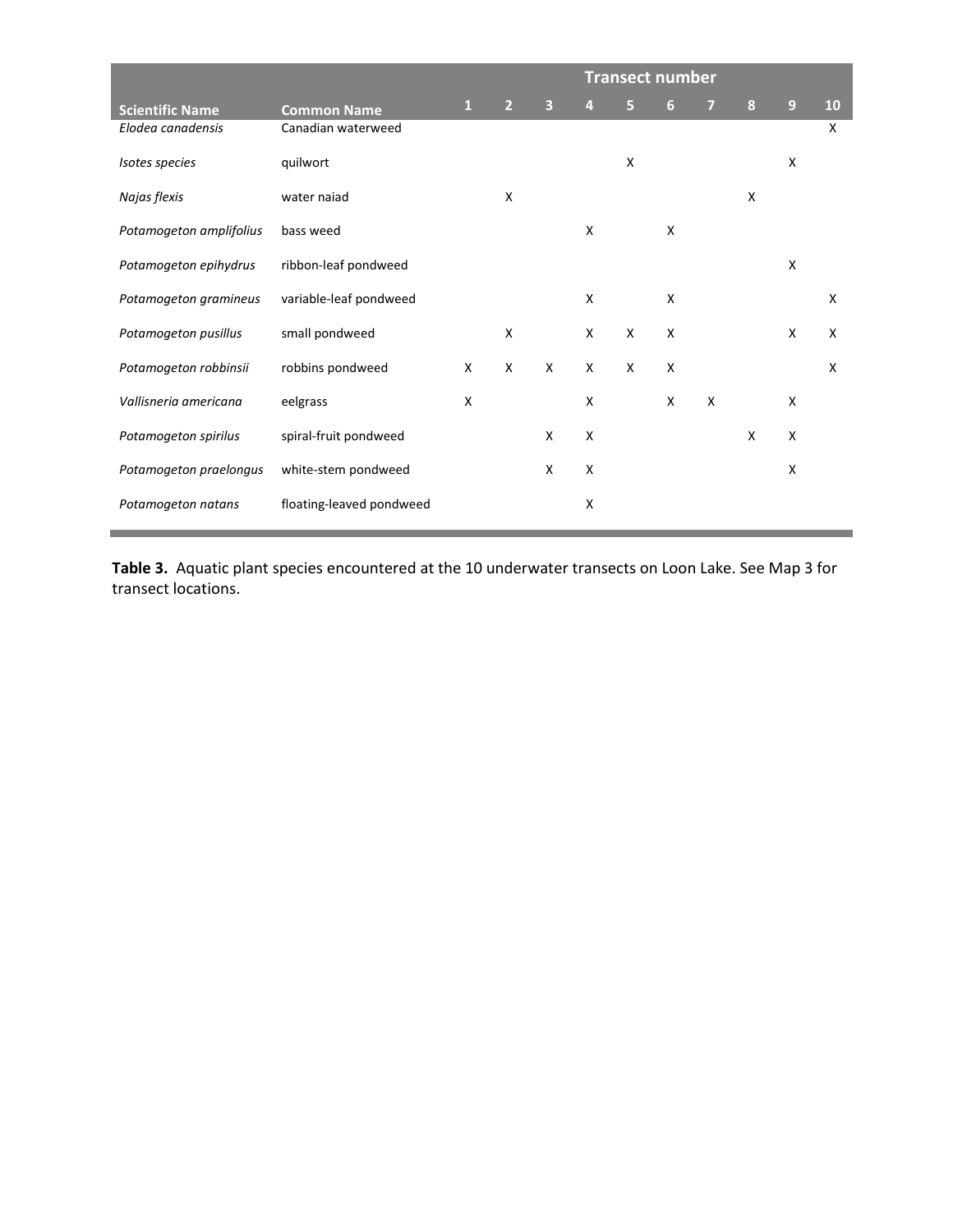| | | Transect number | | | | | | | | | |
|---|---|---|---|---|---|---|---|---|---|---|---|
| **Scientific Name** | **Common Name** | 1 | 2 | 3 | 4 | 5 | 6 | 7 | 8 | 9 | 10 |
| *Elodea canadensis* | Canadian waterweed | | | | | | | | | | X |
| *Isotes species* | quilwort | | | | | X | | | | X | |
| *Najas flexis* | water naiad | | X | | | | | | X | | |
| *Potamogeton amplifolius* | bass weed | | | | X | | X | | | | |
| *Potamogeton epihydrus* | ribbon-leaf pondweed | | | | | | | | | X | |
| *Potamogeton gramineus* | variable-leaf pondweed | | | | X | | X | | | | X |
| *Potamogeton pusillus* | small pondweed | | X | | X | X | X | | | X | X |
| *Potamogeton robbinsii* | robbins pondweed | X | X | X | X | X | X | | | | X |
| *Vallisneria americana* | eelgrass | X | | | X | | X | X | | X | |
| *Potamogeton spirilus* | spiral-fruit pondweed | | | X | X | | | | X | X | |
| *Potamogeton praelongus* | white-stem pondweed | | | X | X | | | | | X | |
| *Potamogeton natans* | floating-leaved pondweed | | | | X | | | | | | |

**Table 3.** Aquatic plant species encountered at the 10 underwater transects on Loon Lake. See Map 3 for transect locations.